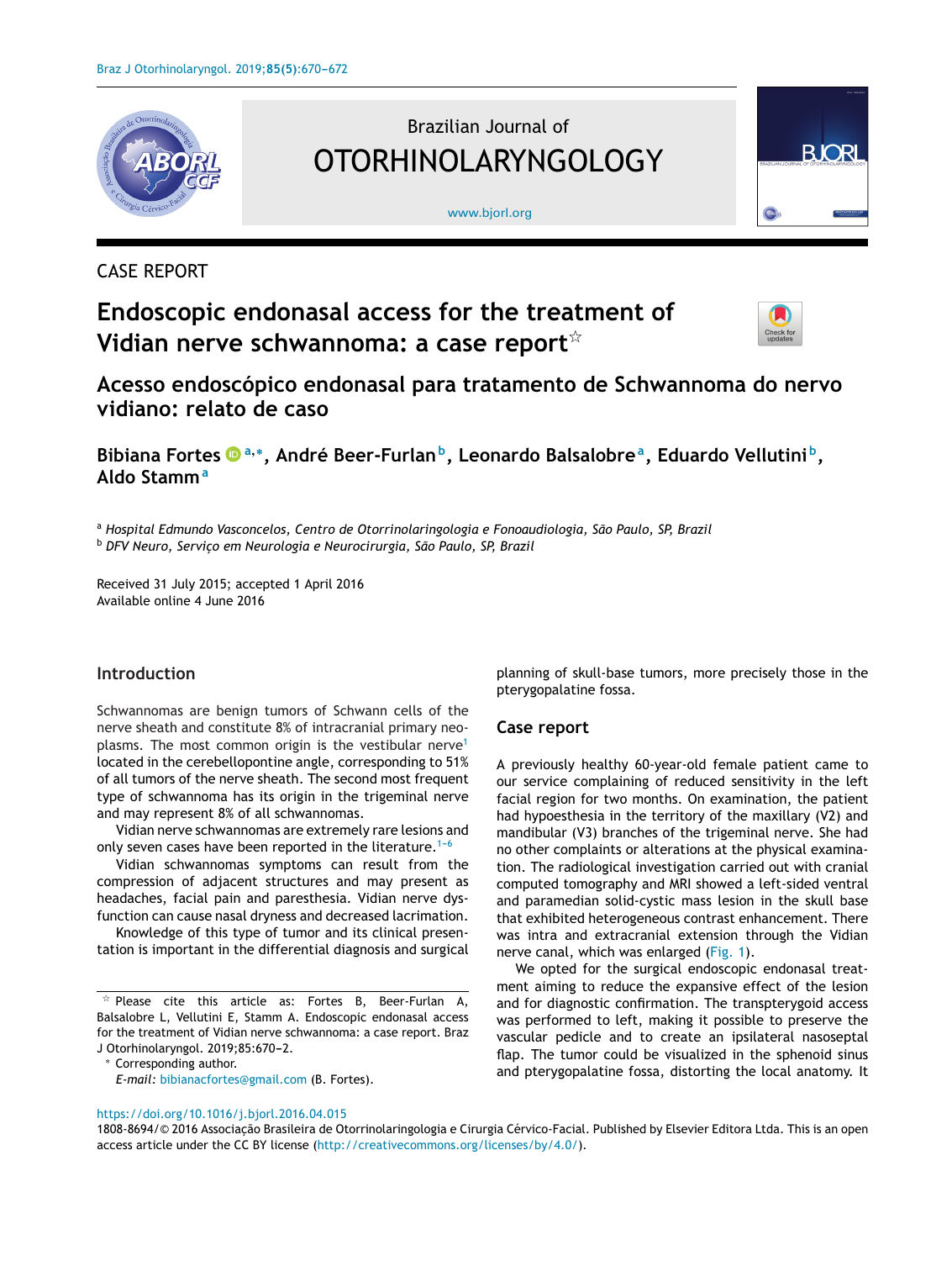CASE REPORT

# Endoscopic endonasal access for the treatment of Vidian nerve schwannoma: a case report☆

## Acesso endoscópico endonasal para tratamento de Schwannoma do nervo vidiano: relato de caso

**Bibiana Fortes [a,*], André Beer-Furlan [b], Leonardo Balsalobre [a], Eduardo Vellutini [b], Aldo Stamm [a]**

[a] *Hospital Edmundo Vasconcelos, Centro de Otorrinolaringologia e Fonoaudiologia, São Paulo, SP, Brazil*
[b] *DFV Neuro, Serviço em Neurologia e Neurocirurgia, São Paulo, SP, Brazil*

Received 31 July 2015; accepted 1 April 2016
Available online 4 June 2016

## Introduction

Schwannomas are benign tumors of Schwann cells of the nerve sheath and constitute 8% of intracranial primary neoplasms. The most common origin is the vestibular nerve[1] located in the cerebellopontine angle, corresponding to 51% of all tumors of the nerve sheath. The second most frequent type of schwannoma has its origin in the trigeminal nerve and may represent 8% of all schwannomas.

Vidian nerve schwannomas are extremely rare lesions and only seven cases have been reported in the literature.[1-6]

Vidian schwannomas symptoms can result from the compression of adjacent structures and may present as headaches, facial pain and paresthesia. Vidian nerve dysfunction can cause nasal dryness and decreased lacrimation.

Knowledge of this type of tumor and its clinical presentation is important in the differential diagnosis and surgical planning of skull-base tumors, more precisely those in the pterygopalatine fossa.

## Case report

A previously healthy 60-year-old female patient came to our service complaining of reduced sensitivity in the left facial region for two months. On examination, the patient had hypoesthesia in the territory of the maxillary (V2) and mandibular (V3) branches of the trigeminal nerve. She had no other complaints or alterations at the physical examination. The radiological investigation carried out with cranial computed tomography and MRI showed a left-sided ventral and paramedian solid-cystic mass lesion in the skull base that exhibited heterogeneous contrast enhancement. There was intra and extracranial extension through the Vidian nerve canal, which was enlarged (Fig. 1).

We opted for the surgical endoscopic endonasal treatment aiming to reduce the expansive effect of the lesion and for diagnostic confirmation. The transpterygoid access was performed to left, making it possible to preserve the vascular pedicle and to create an ipsilateral nasoseptal flap. The tumor could be visualized in the sphenoid sinus and pterygopalatine fossa, distorting the local anatomy. It

☆ Please cite this article as: Fortes B, Beer-Furlan A, Balsalobre L, Vellutini E, Stamm A. Endoscopic endonasal access for the treatment of Vidian nerve schwannoma: a case report. Braz J Otorhinolaryngol. 2019;85:670–2.

* Corresponding author.
*E-mail:* bibianacfortes@gmail.com (B. Fortes).

https://doi.org/10.1016/j.bjorl.2016.04.015
1808-8694/© 2016 Associação Brasileira de Otorrinolaringologia e Cirurgia Cérvico-Facial. Published by Elsevier Editora Ltda. This is an open access article under the CC BY license (http://creativecommons.org/licenses/by/4.0/).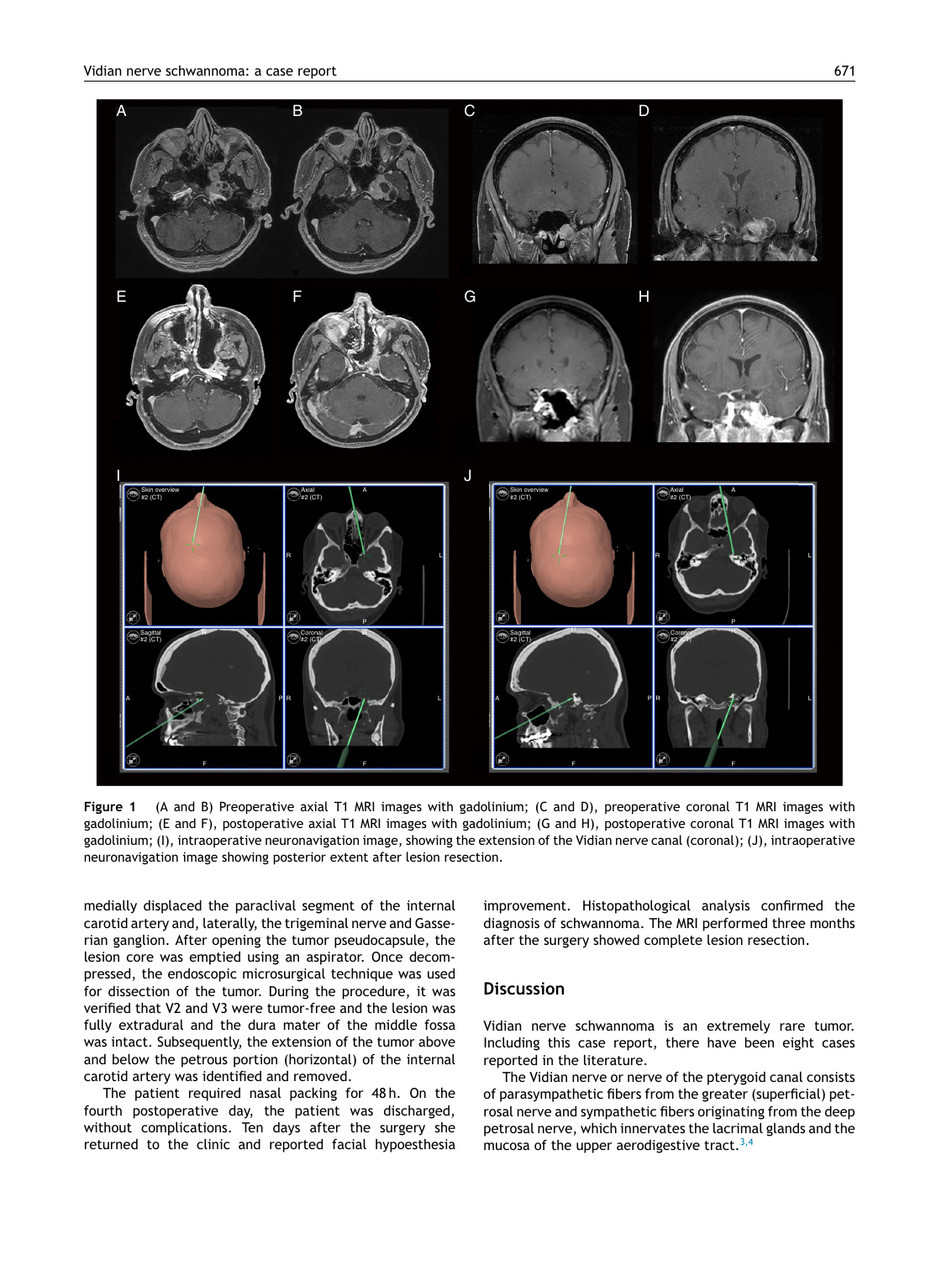**Figure 1** (A and B) Preoperative axial T1 MRI images with gadolinium; (C and D), preoperative coronal T1 MRI images with gadolinium; (E and F), postoperative axial T1 MRI images with gadolinium; (G and H), postoperative coronal T1 MRI images with gadolinium; (I), intraoperative neuronavigation image, showing the extension of the Vidian nerve canal (coronal); (J), intraoperative neuronavigation image showing posterior extent after lesion resection.

medially displaced the paraclival segment of the internal carotid artery and, laterally, the trigeminal nerve and Gasserian ganglion. After opening the tumor pseudocapsule, the lesion core was emptied using an aspirator. Once decompressed, the endoscopic microsurgical technique was used for dissection of the tumor. During the procedure, it was verified that V2 and V3 were tumor-free and the lesion was fully extradural and the dura mater of the middle fossa was intact. Subsequently, the extension of the tumor above and below the petrous portion (horizontal) of the internal carotid artery was identified and removed.

The patient required nasal packing for 48 h. On the fourth postoperative day, the patient was discharged, without complications. Ten days after the surgery she returned to the clinic and reported facial hypoesthesia improvement. Histopathological analysis confirmed the diagnosis of schwannoma. The MRI performed three months after the surgery showed complete lesion resection.

## Discussion

Vidian nerve schwannoma is an extremely rare tumor. Including this case report, there have been eight cases reported in the literature.

The Vidian nerve or nerve of the pterygoid canal consists of parasympathetic fibers from the greater (superficial) petrosal nerve and sympathetic fibers originating from the deep petrosal nerve, which innervates the lacrimal glands and the mucosa of the upper aerodigestive tract.[3,4]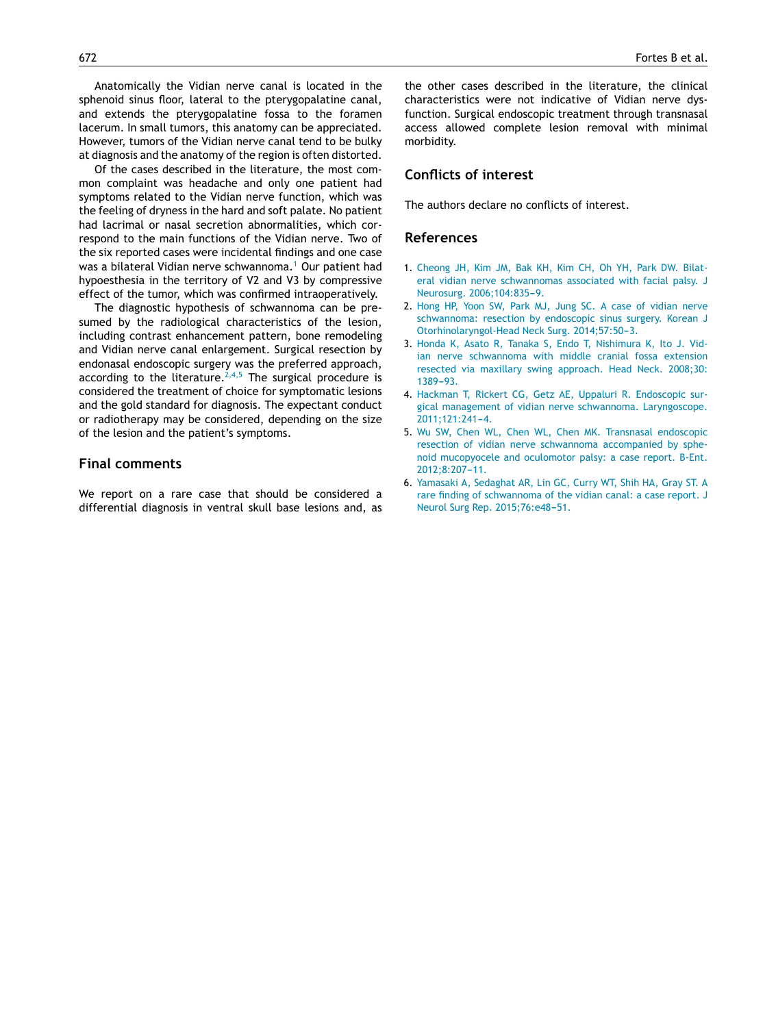Anatomically the Vidian nerve canal is located in the sphenoid sinus floor, lateral to the pterygopalatine canal, and extends the pterygopalatine fossa to the foramen lacerum. In small tumors, this anatomy can be appreciated. However, tumors of the Vidian nerve canal tend to be bulky at diagnosis and the anatomy of the region is often distorted.

Of the cases described in the literature, the most common complaint was headache and only one patient had symptoms related to the Vidian nerve function, which was the feeling of dryness in the hard and soft palate. No patient had lacrimal or nasal secretion abnormalities, which correspond to the main functions of the Vidian nerve. Two of the six reported cases were incidental findings and one case was a bilateral Vidian nerve schwannoma.[1] Our patient had hypoesthesia in the territory of V2 and V3 by compressive effect of the tumor, which was confirmed intraoperatively.

The diagnostic hypothesis of schwannoma can be presumed by the radiological characteristics of the lesion, including contrast enhancement pattern, bone remodeling and Vidian nerve canal enlargement. Surgical resection by endonasal endoscopic surgery was the preferred approach, according to the literature.[2,4,5] The surgical procedure is considered the treatment of choice for symptomatic lesions and the gold standard for diagnosis. The expectant conduct or radiotherapy may be considered, depending on the size of the lesion and the patient's symptoms.

## Final comments

We report on a rare case that should be considered a differential diagnosis in ventral skull base lesions and, as the other cases described in the literature, the clinical characteristics were not indicative of Vidian nerve dysfunction. Surgical endoscopic treatment through transnasal access allowed complete lesion removal with minimal morbidity.

## Conflicts of interest

The authors declare no conflicts of interest.

## References

1. Cheong JH, Kim JM, Bak KH, Kim CH, Oh YH, Park DW. Bilateral vidian nerve schwannomas associated with facial palsy. J Neurosurg. 2006;104:835–9.
2. Hong HP, Yoon SW, Park MJ, Jung SC. A case of vidian nerve schwannoma: resection by endoscopic sinus surgery. Korean J Otorhinolaryngol-Head Neck Surg. 2014;57:50–3.
3. Honda K, Asato R, Tanaka S, Endo T, Nishimura K, Ito J. Vidian nerve schwannoma with middle cranial fossa extension resected via maxillary swing approach. Head Neck. 2008;30:1389–93.
4. Hackman T, Rickert CG, Getz AE, Uppaluri R. Endoscopic surgical management of vidian nerve schwannoma. Laryngoscope. 2011;121:241–4.
5. Wu SW, Chen WL, Chen WL, Chen MK. Transnasal endoscopic resection of vidian nerve schwannoma accompanied by sphenoid mucopyocele and oculomotor palsy: a case report. B-Ent. 2012;8:207–11.
6. Yamasaki A, Sedaghat AR, Lin GC, Curry WT, Shih HA, Gray ST. A rare finding of schwannoma of the vidian canal: a case report. J Neurol Surg Rep. 2015;76:e48–51.